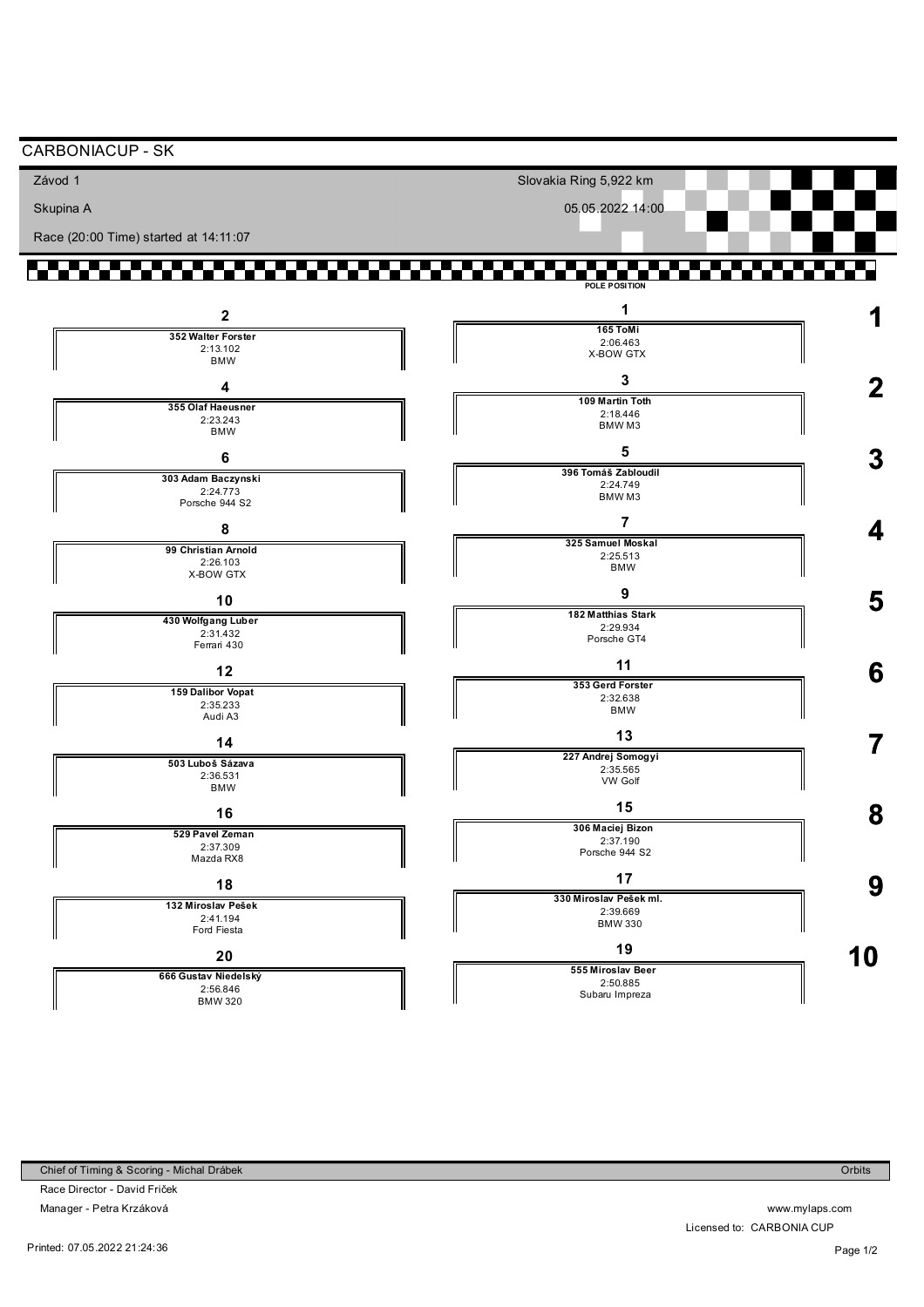# CARBONIACUP - SK

Závod 1

Skupina A

Race (20:00 Time) started at 14:11:07

Slovakia Ring 5,922 km

05.05.2022 14:00

POLE POSITION

| Row | Position | No. | Driver | Time | Car |
|---|---|---|---|---|---|
| 1 | 1 | 165 | ToMi | 2:06.463 | X-BOW GTX |
| 1 | 2 | 352 | Walter Forster | 2:13.102 | BMW |
| 2 | 3 | 109 | Martin Toth | 2:18.446 | BMW M3 |
| 2 | 4 | 355 | Olaf Haeusner | 2:23.243 | BMW |
| 3 | 5 | 396 | Tomáš Zabloudil | 2:24.749 | BMW M3 |
| 3 | 6 | 303 | Adam Baczynski | 2:24.773 | Porsche 944 S2 |
| 4 | 7 | 325 | Samuel Moskal | 2:25.513 | BMW |
| 4 | 8 | 99 | Christian Arnold | 2:26.103 | X-BOW GTX |
| 5 | 9 | 182 | Matthias Stark | 2:29.934 | Porsche GT4 |
| 5 | 10 | 430 | Wolfgang Luber | 2:31.432 | Ferrari 430 |
| 6 | 11 | 353 | Gerd Forster | 2:32.638 | BMW |
| 6 | 12 | 159 | Dalibor Vopat | 2:35.233 | Audi A3 |
| 7 | 13 | 227 | Andrej Somogyi | 2:35.565 | VW Golf |
| 7 | 14 | 503 | Luboš Sázava | 2:36.531 | BMW |
| 8 | 15 | 306 | Maciej Bizon | 2:37.190 | Porsche 944 S2 |
| 8 | 16 | 529 | Pavel Zeman | 2:37.309 | Mazda RX8 |
| 9 | 17 | 330 | Miroslav Pešek ml. | 2:39.669 | BMW 330 |
| 9 | 18 | 132 | Miroslav Pešek | 2:41.194 | Ford Fiesta |
| 10 | 19 | 555 | Miroslav Beer | 2:50.885 | Subaru Impreza |
| 10 | 20 | 666 | Gustav Niedelský | 2:56.846 | BMW 320 |

Chief of Timing & Scoring - Michal Drábek

Race Director - David Friček

Manager - Petra Krzáková

Orbits

www.mylaps.com

Licensed to: CARBONIA CUP

Printed: 07.05.2022 21:24:36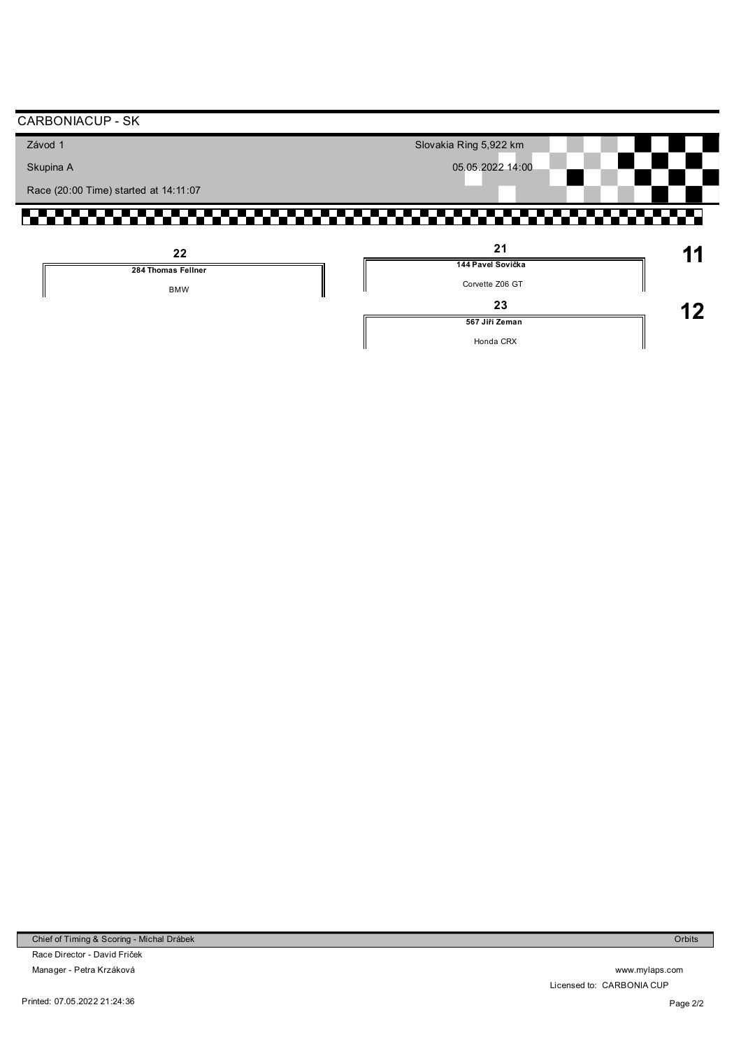# CARBONIACUP - SK

Závod 1

Skupina A

Race (20:00 Time) started at 14:11:07

Slovakia Ring 5,922 km

05.05.2022 14:00

**22**

**284 Thomas Fellner**

BMW

**21**

**144 Pavel Sovička**

Corvette Z06 GT

**11**

**23**

**567 Jiří Zeman**

Honda CRX

**12**

Chief of Timing & Scoring - Michal Drábek

Race Director - David Friček

Manager - Petra Krzáková

Orbits

www.mylaps.com

Licensed to: CARBONIA CUP

Printed: 07.05.2022 21:24:36